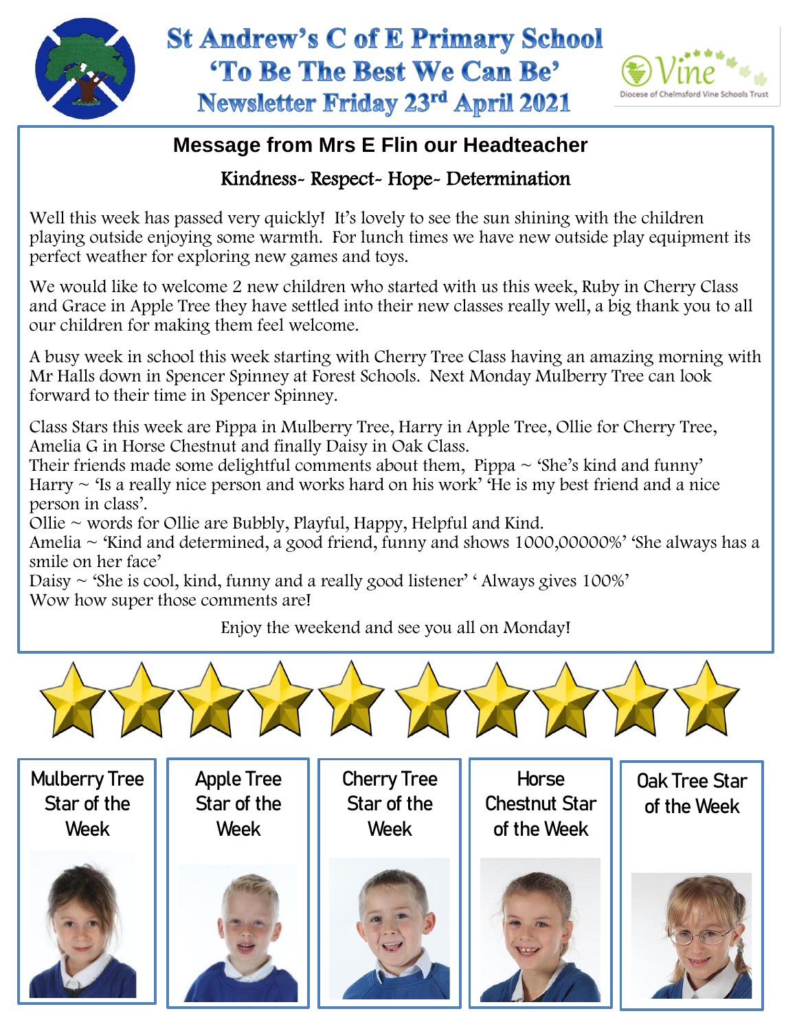# St Andrew's C of E Primary School
## 'To Be The Best We Can Be'
## Newsletter Friday 23rd April 2021

Vine
Diocese of Chelmsford Vine Schools Trust

### Message from Mrs E Flin our Headteacher

Kindness- Respect- Hope- Determination

Well this week has passed very quickly! It's lovely to see the sun shining with the children playing outside enjoying some warmth. For lunch times we have new outside play equipment its perfect weather for exploring new games and toys.

We would like to welcome 2 new children who started with us this week, Ruby in Cherry Class and Grace in Apple Tree they have settled into their new classes really well, a big thank you to all our children for making them feel welcome.

A busy week in school this week starting with Cherry Tree Class having an amazing morning with Mr Halls down in Spencer Spinney at Forest Schools. Next Monday Mulberry Tree can look forward to their time in Spencer Spinney.

Class Stars this week are Pippa in Mulberry Tree, Harry in Apple Tree, Ollie for Cherry Tree, Amelia G in Horse Chestnut and finally Daisy in Oak Class.
Their friends made some delightful comments about them, Pippa ~ 'She's kind and funny'
Harry ~ 'Is a really nice person and works hard on his work' 'He is my best friend and a nice person in class'.
Ollie ~ words for Ollie are Bubbly, Playful, Happy, Helpful and Kind.
Amelia ~ 'Kind and determined, a good friend, funny and shows 1000,00000%' 'She always has a smile on her face'
Daisy ~ 'She is cool, kind, funny and a really good listener' ' Always gives 100%'
Wow how super those comments are!

Enjoy the weekend and see you all on Monday!

Mulberry Tree Star of the Week

Apple Tree Star of the Week

Cherry Tree Star of the Week

Horse Chestnut Star of the Week

Oak Tree Star of the Week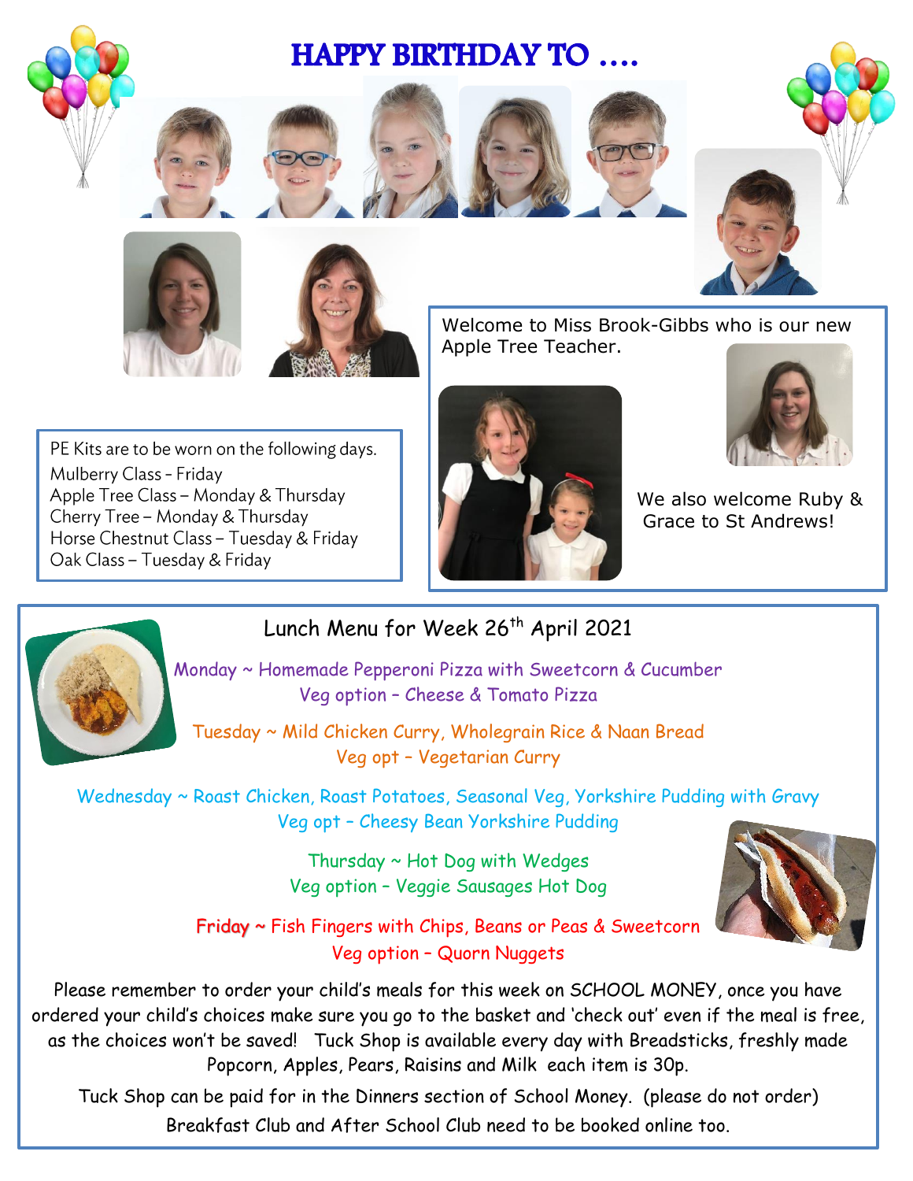# HAPPY BIRTHDAY TO ....

Welcome to Miss Brook-Gibbs who is our new Apple Tree Teacher.

We also welcome Ruby & Grace to St Andrews!

PE Kits are to be worn on the following days.

Mulberry Class - Friday
Apple Tree Class – Monday & Thursday
Cherry Tree – Monday & Thursday
Horse Chestnut Class – Tuesday & Friday
Oak Class – Tuesday & Friday

## Lunch Menu for Week 26th April 2021

Monday ~ Homemade Pepperoni Pizza with Sweetcorn & Cucumber
Veg option – Cheese & Tomato Pizza

Tuesday ~ Mild Chicken Curry, Wholegrain Rice & Naan Bread
Veg opt – Vegetarian Curry

Wednesday ~ Roast Chicken, Roast Potatoes, Seasonal Veg, Yorkshire Pudding with Gravy
Veg opt – Cheesy Bean Yorkshire Pudding

Thursday ~ Hot Dog with Wedges
Veg option – Veggie Sausages Hot Dog

Friday ~ Fish Fingers with Chips, Beans or Peas & Sweetcorn
Veg option – Quorn Nuggets

Please remember to order your child's meals for this week on SCHOOL MONEY, once you have ordered your child's choices make sure you go to the basket and 'check out' even if the meal is free, as the choices won't be saved! Tuck Shop is available every day with Breadsticks, freshly made Popcorn, Apples, Pears, Raisins and Milk each item is 30p.

Tuck Shop can be paid for in the Dinners section of School Money. (please do not order)
Breakfast Club and After School Club need to be booked online too.